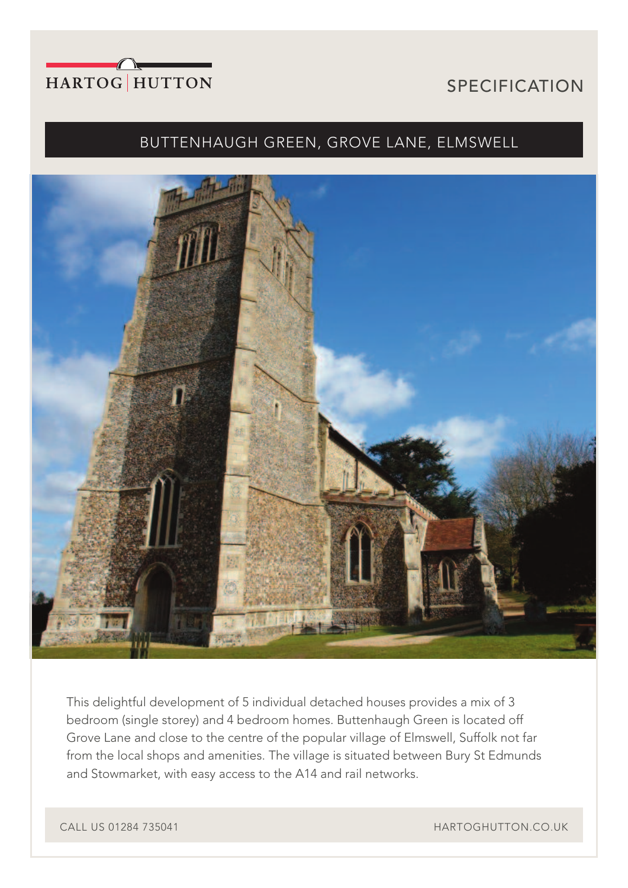HARTOG | HUTTON

# SPECIFICATION

## BUTTENHAUGH GREEN, GROVE LANE, ELMSWELL

This delightful development of 5 individual detached houses provides a mix of 3 bedroom (single storey) and 4 bedroom homes. Buttenhaugh Green is located off Grove Lane and close to the centre of the popular village of Elmswell, Suffolk not far from the local shops and amenities. The village is situated between Bury St Edmunds and Stowmarket, with easy access to the A14 and rail networks.

CALL US 01284 735041

HARTOGHUTTON.CO.UK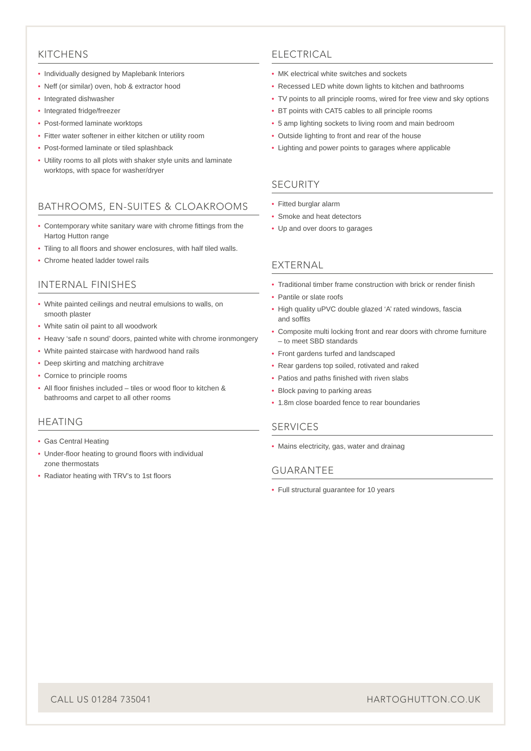## KITCHENS

- Individually designed by Maplebank Interiors
- Neff (or similar) oven, hob & extractor hood
- Integrated dishwasher
- Integrated fridge/freezer
- Post-formed laminate worktops
- Fitter water softener in either kitchen or utility room
- Post-formed laminate or tiled splashback
- Utility rooms to all plots with shaker style units and laminate worktops, with space for washer/dryer

## BATHROOMS, EN-SUITES & CLOAKROOMS

- Contemporary white sanitary ware with chrome fittings from the Hartog Hutton range
- Tiling to all floors and shower enclosures, with half tiled walls.
- Chrome heated ladder towel rails

## INTERNAL FINISHES

- White painted ceilings and neutral emulsions to walls, on smooth plaster
- White satin oil paint to all woodwork
- Heavy 'safe n sound' doors, painted white with chrome ironmongery
- White painted staircase with hardwood hand rails
- Deep skirting and matching architrave
- Cornice to principle rooms
- All floor finishes included – tiles or wood floor to kitchen & bathrooms and carpet to all other rooms

## HEATING

- Gas Central Heating
- Under-floor heating to ground floors with individual zone thermostats
- Radiator heating with TRV's to 1st floors

## ELECTRICAL

- MK electrical white switches and sockets
- Recessed LED white down lights to kitchen and bathrooms
- TV points to all principle rooms, wired for free view and sky options
- BT points with CAT5 cables to all principle rooms
- 5 amp lighting sockets to living room and main bedroom
- Outside lighting to front and rear of the house
- Lighting and power points to garages where applicable

## SECURITY

- Fitted burglar alarm
- Smoke and heat detectors
- Up and over doors to garages

## EXTERNAL

- Traditional timber frame construction with brick or render finish
- Pantile or slate roofs
- High quality uPVC double glazed 'A' rated windows, fascia and soffits
- Composite multi locking front and rear doors with chrome furniture – to meet SBD standards
- Front gardens turfed and landscaped
- Rear gardens top soiled, rotivated and raked
- Patios and paths finished with riven slabs
- Block paving to parking areas
- 1.8m close boarded fence to rear boundaries

## SERVICES

- Mains electricity, gas, water and drainag

## GUARANTEE

- Full structural guarantee for 10 years

CALL US 01284 735041

HARTOGHUTTON.CO.UK